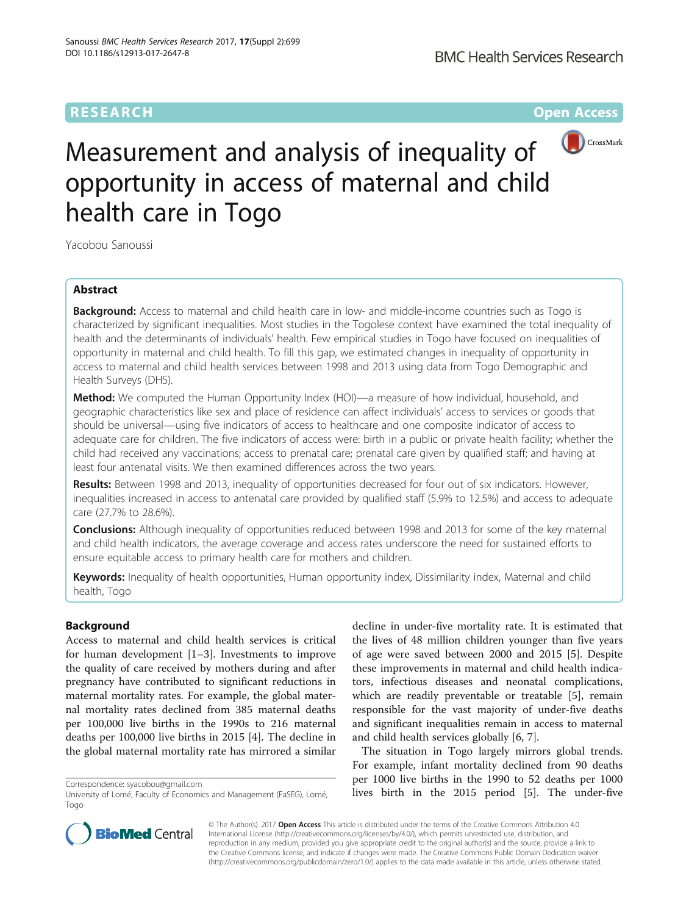# RESEARCH

Open Access

# Measurement and analysis of inequality of opportunity in access of maternal and child health care in Togo

Yacobou Sanoussi

## Abstract

**Background:** Access to maternal and child health care in low- and middle-income countries such as Togo is characterized by significant inequalities. Most studies in the Togolese context have examined the total inequality of health and the determinants of individuals' health. Few empirical studies in Togo have focused on inequalities of opportunity in maternal and child health. To fill this gap, we estimated changes in inequality of opportunity in access to maternal and child health services between 1998 and 2013 using data from Togo Demographic and Health Surveys (DHS).

**Method:** We computed the Human Opportunity Index (HOI)—a measure of how individual, household, and geographic characteristics like sex and place of residence can affect individuals' access to services or goods that should be universal—using five indicators of access to healthcare and one composite indicator of access to adequate care for children. The five indicators of access were: birth in a public or private health facility; whether the child had received any vaccinations; access to prenatal care; prenatal care given by qualified staff; and having at least four antenatal visits. We then examined differences across the two years.

**Results:** Between 1998 and 2013, inequality of opportunities decreased for four out of six indicators. However, inequalities increased in access to antenatal care provided by qualified staff (5.9% to 12.5%) and access to adequate care (27.7% to 28.6%).

**Conclusions:** Although inequality of opportunities reduced between 1998 and 2013 for some of the key maternal and child health indicators, the average coverage and access rates underscore the need for sustained efforts to ensure equitable access to primary health care for mothers and children.

**Keywords:** Inequality of health opportunities, Human opportunity index, Dissimilarity index, Maternal and child health, Togo

## Background

Access to maternal and child health services is critical for human development [1–3]. Investments to improve the quality of care received by mothers during and after pregnancy have contributed to significant reductions in maternal mortality rates. For example, the global maternal mortality rates declined from 385 maternal deaths per 100,000 live births in the 1990s to 216 maternal deaths per 100,000 live births in 2015 [4]. The decline in the global maternal mortality rate has mirrored a similar decline in under-five mortality rate. It is estimated that the lives of 48 million children younger than five years of age were saved between 2000 and 2015 [5]. Despite these improvements in maternal and child health indicators, infectious diseases and neonatal complications, which are readily preventable or treatable [5], remain responsible for the vast majority of under-five deaths and significant inequalities remain in access to maternal and child health services globally [6, 7].

The situation in Togo largely mirrors global trends. For example, infant mortality declined from 90 deaths per 1000 live births in the 1990 to 52 deaths per 1000 lives birth in the 2015 period [5]. The under-five

Correspondence: syacobou@gmail.com
University of Lomé, Faculty of Economics and Management (FaSEG), Lomé, Togo

© The Author(s). 2017 **Open Access** This article is distributed under the terms of the Creative Commons Attribution 4.0 International License (http://creativecommons.org/licenses/by/4.0/), which permits unrestricted use, distribution, and reproduction in any medium, provided you give appropriate credit to the original author(s) and the source, provide a link to the Creative Commons license, and indicate if changes were made. The Creative Commons Public Domain Dedication waiver (http://creativecommons.org/publicdomain/zero/1.0/) applies to the data made available in this article, unless otherwise stated.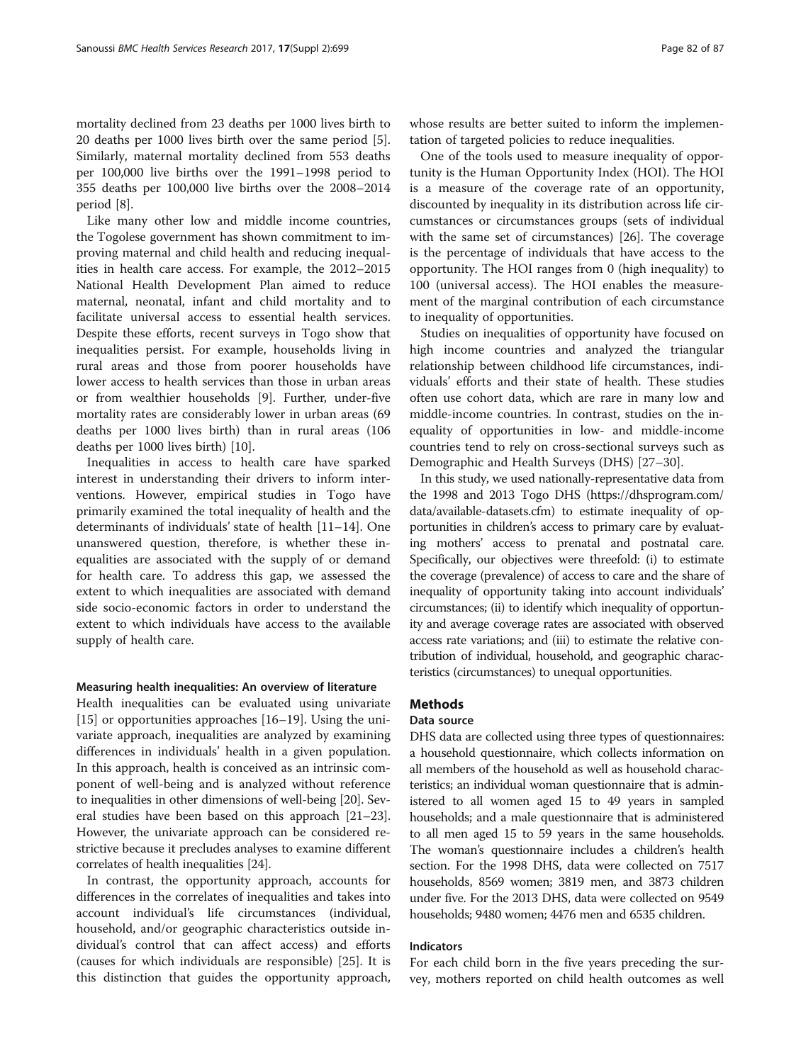mortality declined from 23 deaths per 1000 lives birth to 20 deaths per 1000 lives birth over the same period [5]. Similarly, maternal mortality declined from 553 deaths per 100,000 live births over the 1991–1998 period to 355 deaths per 100,000 live births over the 2008–2014 period [8].

Like many other low and middle income countries, the Togolese government has shown commitment to improving maternal and child health and reducing inequalities in health care access. For example, the 2012–2015 National Health Development Plan aimed to reduce maternal, neonatal, infant and child mortality and to facilitate universal access to essential health services. Despite these efforts, recent surveys in Togo show that inequalities persist. For example, households living in rural areas and those from poorer households have lower access to health services than those in urban areas or from wealthier households [9]. Further, under-five mortality rates are considerably lower in urban areas (69 deaths per 1000 lives birth) than in rural areas (106 deaths per 1000 lives birth) [10].

Inequalities in access to health care have sparked interest in understanding their drivers to inform interventions. However, empirical studies in Togo have primarily examined the total inequality of health and the determinants of individuals' state of health [11–14]. One unanswered question, therefore, is whether these inequalities are associated with the supply of or demand for health care. To address this gap, we assessed the extent to which inequalities are associated with demand side socio-economic factors in order to understand the extent to which individuals have access to the available supply of health care.

### Measuring health inequalities: An overview of literature

Health inequalities can be evaluated using univariate [15] or opportunities approaches [16–19]. Using the univariate approach, inequalities are analyzed by examining differences in individuals' health in a given population. In this approach, health is conceived as an intrinsic component of well-being and is analyzed without reference to inequalities in other dimensions of well-being [20]. Several studies have been based on this approach [21–23]. However, the univariate approach can be considered restrictive because it precludes analyses to examine different correlates of health inequalities [24].

In contrast, the opportunity approach, accounts for differences in the correlates of inequalities and takes into account individual's life circumstances (individual, household, and/or geographic characteristics outside individual's control that can affect access) and efforts (causes for which individuals are responsible) [25]. It is this distinction that guides the opportunity approach, whose results are better suited to inform the implementation of targeted policies to reduce inequalities.

One of the tools used to measure inequality of opportunity is the Human Opportunity Index (HOI). The HOI is a measure of the coverage rate of an opportunity, discounted by inequality in its distribution across life circumstances or circumstances groups (sets of individual with the same set of circumstances) [26]. The coverage is the percentage of individuals that have access to the opportunity. The HOI ranges from 0 (high inequality) to 100 (universal access). The HOI enables the measurement of the marginal contribution of each circumstance to inequality of opportunities.

Studies on inequalities of opportunity have focused on high income countries and analyzed the triangular relationship between childhood life circumstances, individuals' efforts and their state of health. These studies often use cohort data, which are rare in many low and middle-income countries. In contrast, studies on the inequality of opportunities in low- and middle-income countries tend to rely on cross-sectional surveys such as Demographic and Health Surveys (DHS) [27–30].

In this study, we used nationally-representative data from the 1998 and 2013 Togo DHS (https://dhsprogram.com/data/available-datasets.cfm) to estimate inequality of opportunities in children's access to primary care by evaluating mothers' access to prenatal and postnatal care. Specifically, our objectives were threefold: (i) to estimate the coverage (prevalence) of access to care and the share of inequality of opportunity taking into account individuals' circumstances; (ii) to identify which inequality of opportunity and average coverage rates are associated with observed access rate variations; and (iii) to estimate the relative contribution of individual, household, and geographic characteristics (circumstances) to unequal opportunities.

## Methods

### Data source

DHS data are collected using three types of questionnaires: a household questionnaire, which collects information on all members of the household as well as household characteristics; an individual woman questionnaire that is administered to all women aged 15 to 49 years in sampled households; and a male questionnaire that is administered to all men aged 15 to 59 years in the same households. The woman's questionnaire includes a children's health section. For the 1998 DHS, data were collected on 7517 households, 8569 women; 3819 men, and 3873 children under five. For the 2013 DHS, data were collected on 9549 households; 9480 women; 4476 men and 6535 children.

### Indicators

For each child born in the five years preceding the survey, mothers reported on child health outcomes as well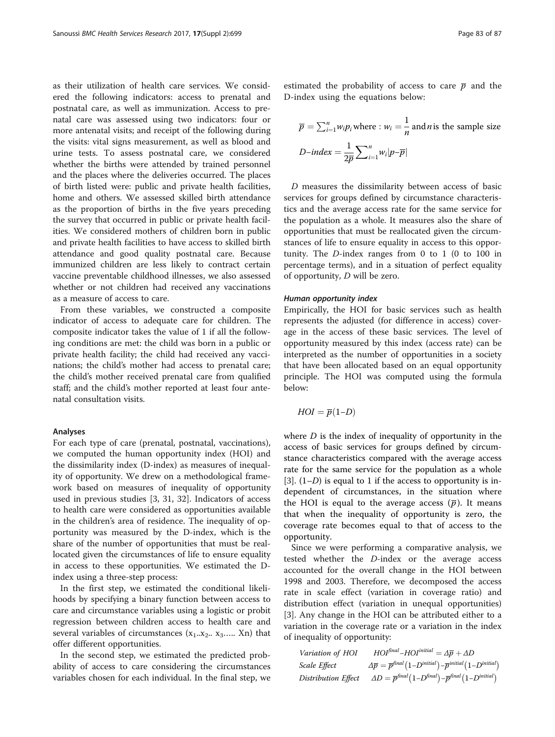as their utilization of health care services. We considered the following indicators: access to prenatal and postnatal care, as well as immunization. Access to prenatal care was assessed using two indicators: four or more antenatal visits; and receipt of the following during the visits: vital signs measurement, as well as blood and urine tests. To assess postnatal care, we considered whether the births were attended by trained personnel and the places where the deliveries occurred. The places of birth listed were: public and private health facilities, home and others. We assessed skilled birth attendance as the proportion of births in the five years preceding the survey that occurred in public or private health facilities. We considered mothers of children born in public and private health facilities to have access to skilled birth attendance and good quality postnatal care. Because immunized children are less likely to contract certain vaccine preventable childhood illnesses, we also assessed whether or not children had received any vaccinations as a measure of access to care.

From these variables, we constructed a composite indicator of access to adequate care for children. The composite indicator takes the value of 1 if all the following conditions are met: the child was born in a public or private health facility; the child had received any vaccinations; the child's mother had access to prenatal care; the child's mother received prenatal care from qualified staff; and the child's mother reported at least four antenatal consultation visits.

### Analyses

For each type of care (prenatal, postnatal, vaccinations), we computed the human opportunity index (HOI) and the dissimilarity index (D-index) as measures of inequality of opportunity. We drew on a methodological framework based on measures of inequality of opportunity used in previous studies [3, 31, 32]. Indicators of access to health care were considered as opportunities available in the children's area of residence. The inequality of opportunity was measured by the D-index, which is the share of the number of opportunities that must be reallocated given the circumstances of life to ensure equality in access to these opportunities. We estimated the D-index using a three-step process:

In the first step, we estimated the conditional likelihoods by specifying a binary function between access to care and circumstance variables using a logistic or probit regression between children access to health care and several variables of circumstances ($x_1$..$x_2$.. $x_3$….. Xn) that offer different opportunities.

In the second step, we estimated the predicted probability of access to care considering the circumstances variables chosen for each individual. In the final step, we estimated the probability of access to care $\overline{p}$ and the D-index using the equations below:

$$\overline{p} = \sum_{i=1}^{n} w_i p_i \text{ where : } w_i = \frac{1}{n} \text{ and } n \text{ is the sample size}$$

$$D\text{–}index = \frac{1}{2\overline{p}} \sum_{i=1}^{n} w_i |p - \overline{p}|$$

*D* measures the dissimilarity between access of basic services for groups defined by circumstance characteristics and the average access rate for the same service for the population as a whole. It measures also the share of opportunities that must be reallocated given the circumstances of life to ensure equality in access to this opportunity. The *D*-index ranges from 0 to 1 (0 to 100 in percentage terms), and in a situation of perfect equality of opportunity, *D* will be zero.

#### Human opportunity index

Empirically, the HOI for basic services such as health represents the adjusted (for difference in access) coverage in the access of these basic services. The level of opportunity measured by this index (access rate) can be interpreted as the number of opportunities in a society that have been allocated based on an equal opportunity principle. The HOI was computed using the formula below:

$$HOI = \overline{p}(1\text{–}D)$$

where *D* is the index of inequality of opportunity in the access of basic services for groups defined by circumstance characteristics compared with the average access rate for the same service for the population as a whole [3]. (1–*D*) is equal to 1 if the access to opportunity is independent of circumstances, in the situation where the HOI is equal to the average access ($\overline{p}$). It means that when the inequality of opportunity is zero, the coverage rate becomes equal to that of access to the opportunity.

Since we were performing a comparative analysis, we tested whether the *D*-index or the average access accounted for the overall change in the HOI between 1998 and 2003. Therefore, we decomposed the access rate in scale effect (variation in coverage ratio) and distribution effect (variation in unequal opportunities) [3]. Any change in the HOI can be attributed either to a variation in the coverage rate or a variation in the index of inequality of opportunity:

$$\begin{array}{ll} \textit{Variation of HOI} & HOI^{final} - HOI^{initial} = \Delta\overline{p} + \Delta D \\ \textit{Scale Effect} & \Delta\overline{p} = \overline{p}^{final}\left(1\text{–}D^{initial}\right) - \overline{p}^{initial}\left(1\text{–}D^{initial}\right) \\ \textit{Distribution Effect} & \Delta D = \overline{p}^{final}\left(1\text{–}D^{final}\right) - \overline{p}^{final}\left(1\text{–}D^{initial}\right) \end{array}$$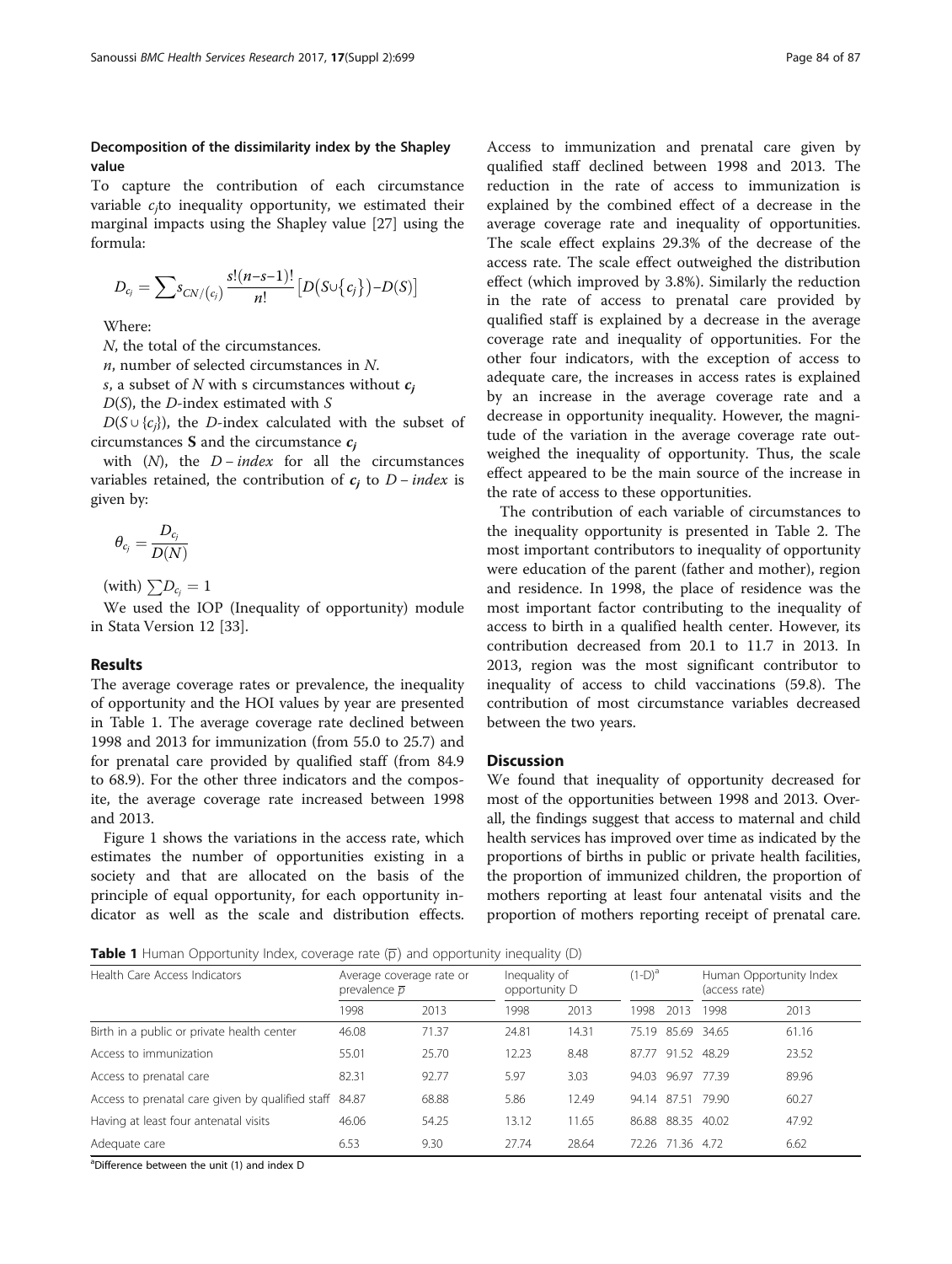### Decomposition of the dissimilarity index by the Shapley value

To capture the contribution of each circumstance variable $c_j$to inequality opportunity, we estimated their marginal impacts using the Shapley value [27] using the formula:

$$D_{c_j} = \sum s_{CN/(c_j)} \frac{s!(n-s-1)!}{n!} \left[D(S\cup\{c_j\}) - D(S)\right]$$

Where:

$N$, the total of the circumstances.

$n$, number of selected circumstances in $N$.

$s$, a subset of $N$ with s circumstances without $c_j$

$D(S)$, the $D$-index estimated with $S$

$D(S \cup \{c_j\})$, the $D$-index calculated with the subset of circumstances **S** and the circumstance $c_j$

with $(N)$, the $D - index$ for all the circumstances variables retained, the contribution of $c_j$ to $D - index$ is given by:

$$\theta_{c_j} = \frac{D_{c_j}}{D(N)}$$

(with) $\sum D_{c_j} = 1$

We used the IOP (Inequality of opportunity) module in Stata Version 12 [33].

## Results

The average coverage rates or prevalence, the inequality of opportunity and the HOI values by year are presented in Table 1. The average coverage rate declined between 1998 and 2013 for immunization (from 55.0 to 25.7) and for prenatal care provided by qualified staff (from 84.9 to 68.9). For the other three indicators and the composite, the average coverage rate increased between 1998 and 2013.

Figure 1 shows the variations in the access rate, which estimates the number of opportunities existing in a society and that are allocated on the basis of the principle of equal opportunity, for each opportunity indicator as well as the scale and distribution effects. Access to immunization and prenatal care given by qualified staff declined between 1998 and 2013. The reduction in the rate of access to immunization is explained by the combined effect of a decrease in the average coverage rate and inequality of opportunities. The scale effect explains 29.3% of the decrease of the access rate. The scale effect outweighed the distribution effect (which improved by 3.8%). Similarly the reduction in the rate of access to prenatal care provided by qualified staff is explained by a decrease in the average coverage rate and inequality of opportunities. For the other four indicators, with the exception of access to adequate care, the increases in access rates is explained by an increase in the average coverage rate and a decrease in opportunity inequality. However, the magnitude of the variation in the average coverage rate outweighed the inequality of opportunity. Thus, the scale effect appeared to be the main source of the increase in the rate of access to these opportunities.

The contribution of each variable of circumstances to the inequality opportunity is presented in Table 2. The most important contributors to inequality of opportunity were education of the parent (father and mother), region and residence. In 1998, the place of residence was the most important factor contributing to the inequality of access to birth in a qualified health center. However, its contribution decreased from 20.1 to 11.7 in 2013. In 2013, region was the most significant contributor to inequality of access to child vaccinations (59.8). The contribution of most circumstance variables decreased between the two years.

## Discussion

We found that inequality of opportunity decreased for most of the opportunities between 1998 and 2013. Overall, the findings suggest that access to maternal and child health services has improved over time as indicated by the proportions of births in public or private health facilities, the proportion of immunized children, the proportion of mothers reporting at least four antenatal visits and the proportion of mothers reporting receipt of prenatal care.

**Table 1** Human Opportunity Index, coverage rate ($\overline{p}$) and opportunity inequality (D)

| Health Care Access Indicators | Average coverage rate or prevalence $\overline{p}$ | | Inequality of opportunity D | | (1-D)[a] | | Human Opportunity Index (access rate) | |
|---|---|---|---|---|---|---|---|---|
| | 1998 | 2013 | 1998 | 2013 | 1998 | 2013 | 1998 | 2013 |
| Birth in a public or private health center | 46.08 | 71.37 | 24.81 | 14.31 | 75.19 | 85.69 | 34.65 | 61.16 |
| Access to immunization | 55.01 | 25.70 | 12.23 | 8.48 | 87.77 | 91.52 | 48.29 | 23.52 |
| Access to prenatal care | 82.31 | 92.77 | 5.97 | 3.03 | 94.03 | 96.97 | 77.39 | 89.96 |
| Access to prenatal care given by qualified staff | 84.87 | 68.88 | 5.86 | 12.49 | 94.14 | 87.51 | 79.90 | 60.27 |
| Having at least four antenatal visits | 46.06 | 54.25 | 13.12 | 11.65 | 86.88 | 88.35 | 40.02 | 47.92 |
| Adequate care | 6.53 | 9.30 | 27.74 | 28.64 | 72.26 | 71.36 | 4.72 | 6.62 |

[a]Difference between the unit (1) and index D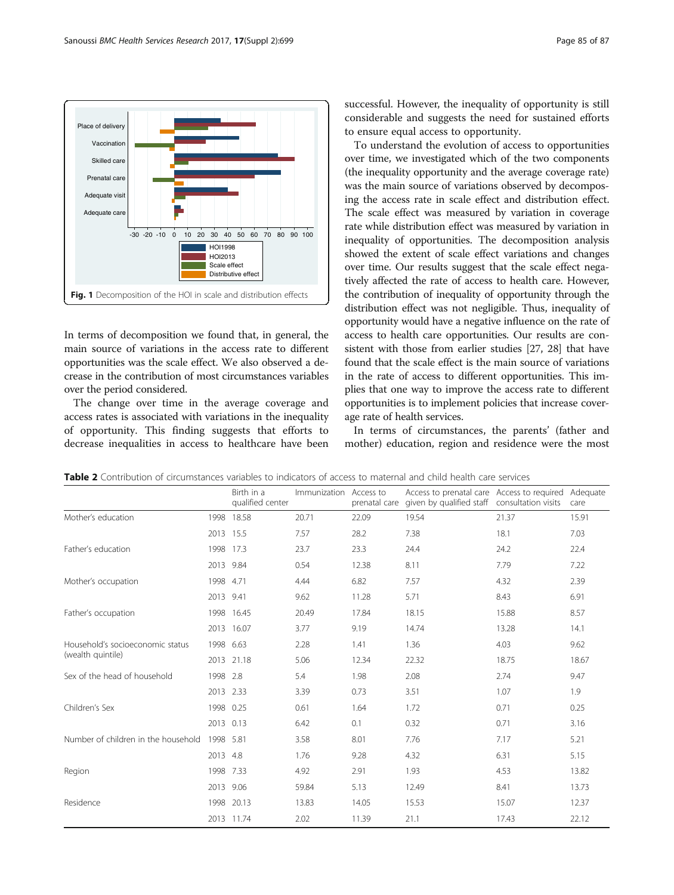Fig. 1 Decomposition of the HOI in scale and distribution effects

In terms of decomposition we found that, in general, the main source of variations in the access rate to different opportunities was the scale effect. We also observed a decrease in the contribution of most circumstances variables over the period considered.

The change over time in the average coverage and access rates is associated with variations in the inequality of opportunity. This finding suggests that efforts to decrease inequalities in access to healthcare have been successful. However, the inequality of opportunity is still considerable and suggests the need for sustained efforts to ensure equal access to opportunity.

To understand the evolution of access to opportunities over time, we investigated which of the two components (the inequality opportunity and the average coverage rate) was the main source of variations observed by decomposing the access rate in scale effect and distribution effect. The scale effect was measured by variation in coverage rate while distribution effect was measured by variation in inequality of opportunities. The decomposition analysis showed the extent of scale effect variations and changes over time. Our results suggest that the scale effect negatively affected the rate of access to health care. However, the contribution of inequality of opportunity through the distribution effect was not negligible. Thus, inequality of opportunity would have a negative influence on the rate of access to health care opportunities. Our results are consistent with those from earlier studies [27, 28] that have found that the scale effect is the main source of variations in the rate of access to different opportunities. This implies that one way to improve the access rate to different opportunities is to implement policies that increase coverage rate of health services.

In terms of circumstances, the parents' (father and mother) education, region and residence were the most

**Table 2** Contribution of circumstances variables to indicators of access to maternal and child health care services

| | | Birth in a qualified center | Immunization | Access to prenatal care | Access to prenatal care given by qualified staff | Access to required consultation visits | Adequate care |
|---|---|---|---|---|---|---|---|
| Mother's education | 1998 | 18.58 | 20.71 | 22.09 | 19.54 | 21.37 | 15.91 |
| | 2013 | 15.5 | 7.57 | 28.2 | 7.38 | 18.1 | 7.03 |
| Father's education | 1998 | 17.3 | 23.7 | 23.3 | 24.4 | 24.2 | 22.4 |
| | 2013 | 9.84 | 0.54 | 12.38 | 8.11 | 7.79 | 7.22 |
| Mother's occupation | 1998 | 4.71 | 4.44 | 6.82 | 7.57 | 4.32 | 2.39 |
| | 2013 | 9.41 | 9.62 | 11.28 | 5.71 | 8.43 | 6.91 |
| Father's occupation | 1998 | 16.45 | 20.49 | 17.84 | 18.15 | 15.88 | 8.57 |
| | 2013 | 16.07 | 3.77 | 9.19 | 14.74 | 13.28 | 14.1 |
| Household's socioeconomic status (wealth quintile) | 1998 | 6.63 | 2.28 | 1.41 | 1.36 | 4.03 | 9.62 |
| | 2013 | 21.18 | 5.06 | 12.34 | 22.32 | 18.75 | 18.67 |
| Sex of the head of household | 1998 | 2.8 | 5.4 | 1.98 | 2.08 | 2.74 | 9.47 |
| | 2013 | 2.33 | 3.39 | 0.73 | 3.51 | 1.07 | 1.9 |
| Children's Sex | 1998 | 0.25 | 0.61 | 1.64 | 1.72 | 0.71 | 0.25 |
| | 2013 | 0.13 | 6.42 | 0.1 | 0.32 | 0.71 | 3.16 |
| Number of children in the household | 1998 | 5.81 | 3.58 | 8.01 | 7.76 | 7.17 | 5.21 |
| | 2013 | 4.8 | 1.76 | 9.28 | 4.32 | 6.31 | 5.15 |
| Region | 1998 | 7.33 | 4.92 | 2.91 | 1.93 | 4.53 | 13.82 |
| | 2013 | 9.06 | 59.84 | 5.13 | 12.49 | 8.41 | 13.73 |
| Residence | 1998 | 20.13 | 13.83 | 14.05 | 15.53 | 15.07 | 12.37 |
| | 2013 | 11.74 | 2.02 | 11.39 | 21.1 | 17.43 | 22.12 |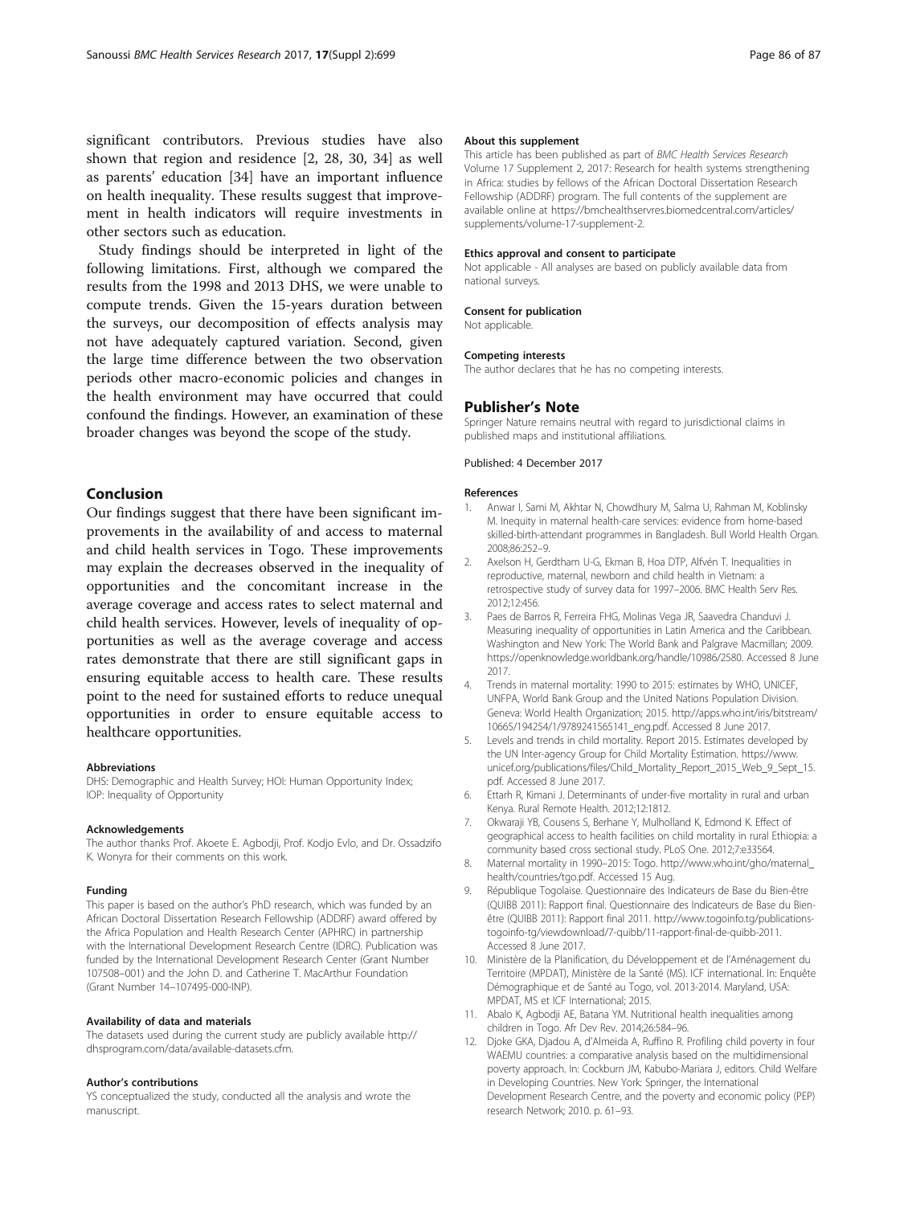significant contributors. Previous studies have also shown that region and residence [2, 28, 30, 34] as well as parents' education [34] have an important influence on health inequality. These results suggest that improvement in health indicators will require investments in other sectors such as education.

Study findings should be interpreted in light of the following limitations. First, although we compared the results from the 1998 and 2013 DHS, we were unable to compute trends. Given the 15-years duration between the surveys, our decomposition of effects analysis may not have adequately captured variation. Second, given the large time difference between the two observation periods other macro-economic policies and changes in the health environment may have occurred that could confound the findings. However, an examination of these broader changes was beyond the scope of the study.

## Conclusion

Our findings suggest that there have been significant improvements in the availability of and access to maternal and child health services in Togo. These improvements may explain the decreases observed in the inequality of opportunities and the concomitant increase in the average coverage and access rates to select maternal and child health services. However, levels of inequality of opportunities as well as the average coverage and access rates demonstrate that there are still significant gaps in ensuring equitable access to health care. These results point to the need for sustained efforts to reduce unequal opportunities in order to ensure equitable access to healthcare opportunities.

#### Abbreviations

DHS: Demographic and Health Survey; HOI: Human Opportunity Index; IOP: Inequality of Opportunity

#### Acknowledgements

The author thanks Prof. Akoete E. Agbodji, Prof. Kodjo Evlo, and Dr. Ossadzifo K. Wonyra for their comments on this work.

#### Funding

This paper is based on the author's PhD research, which was funded by an African Doctoral Dissertation Research Fellowship (ADDRF) award offered by the Africa Population and Health Research Center (APHRC) in partnership with the International Development Research Centre (IDRC). Publication was funded by the International Development Research Centre (Grant Number 107508–001) and the John D. and Catherine T. MacArthur Foundation (Grant Number 14–107495-000-INP).

#### Availability of data and materials

The datasets used during the current study are publicly available http://dhsprogram.com/data/available-datasets.cfm.

#### Author's contributions

YS conceptualized the study, conducted all the analysis and wrote the manuscript.

#### About this supplement

This article has been published as part of *BMC Health Services Research* Volume 17 Supplement 2, 2017: Research for health systems strengthening in Africa: studies by fellows of the African Doctoral Dissertation Research Fellowship (ADDRF) program. The full contents of the supplement are available online at https://bmchealthservres.biomedcentral.com/articles/supplements/volume-17-supplement-2.

#### Ethics approval and consent to participate

Not applicable - All analyses are based on publicly available data from national surveys.

#### Consent for publication

Not applicable.

#### Competing interests

The author declares that he has no competing interests.

## Publisher's Note

Springer Nature remains neutral with regard to jurisdictional claims in published maps and institutional affiliations.

Published: 4 December 2017

#### References

1. Anwar I, Sami M, Akhtar N, Chowdhury M, Salma U, Rahman M, Koblinsky M. Inequity in maternal health-care services: evidence from home-based skilled-birth-attendant programmes in Bangladesh. Bull World Health Organ. 2008;86:252–9.
2. Axelson H, Gerdtham U-G, Ekman B, Hoa DTP, Alfvén T. Inequalities in reproductive, maternal, newborn and child health in Vietnam: a retrospective study of survey data for 1997–2006. BMC Health Serv Res. 2012;12:456.
3. Paes de Barros R, Ferreira FHG, Molinas Vega JR, Saavedra Chanduvi J. Measuring inequality of opportunities in Latin America and the Caribbean. Washington and New York: The World Bank and Palgrave Macmillan; 2009. https://openknowledge.worldbank.org/handle/10986/2580. Accessed 8 June 2017.
4. Trends in maternal mortality: 1990 to 2015: estimates by WHO, UNICEF, UNFPA, World Bank Group and the United Nations Population Division. Geneva: World Health Organization; 2015. http://apps.who.int/iris/bitstream/10665/194254/1/9789241565141_eng.pdf. Accessed 8 June 2017.
5. Levels and trends in child mortality. Report 2015. Estimates developed by the UN Inter-agency Group for Child Mortality Estimation. https://www.unicef.org/publications/files/Child_Mortality_Report_2015_Web_9_Sept_15.pdf. Accessed 8 June 2017.
6. Ettarh R, Kimani J. Determinants of under-five mortality in rural and urban Kenya. Rural Remote Health. 2012;12:1812.
7. Okwaraji YB, Cousens S, Berhane Y, Mulholland K, Edmond K. Effect of geographical access to health facilities on child mortality in rural Ethiopia: a community based cross sectional study. PLoS One. 2012;7:e33564.
8. Maternal mortality in 1990–2015: Togo. http://www.who.int/gho/maternal_health/countries/tgo.pdf. Accessed 15 Aug.
9. République Togolaise. Questionnaire des Indicateurs de Base du Bien-être (QUIBB 2011): Rapport final. Questionnaire des Indicateurs de Base du Bien-être (QUIBB 2011): Rapport final 2011. http://www.togoinfo.tg/publications-togoinfo-tg/viewdownload/7-quibb/11-rapport-final-de-quibb-2011. Accessed 8 June 2017.
10. Ministère de la Planification, du Développement et de l'Aménagement du Territoire (MPDAT), Ministère de la Santé (MS). ICF international. In: Enquête Démographique et de Santé au Togo, vol. 2013-2014. Maryland, USA: MPDAT, MS et ICF International; 2015.
11. Abalo K, Agbodji AE, Batana YM. Nutritional health inequalities among children in Togo. Afr Dev Rev. 2014;26:584–96.
12. Djoke GKA, Djadou A, d'Almeida A, Ruffino R. Profiling child poverty in four WAEMU countries: a comparative analysis based on the multidimensional poverty approach. In: Cockburn JM, Kabubo-Mariara J, editors. Child Welfare in Developing Countries. New York: Springer, the International Development Research Centre, and the poverty and economic policy (PEP) research Network; 2010. p. 61–93.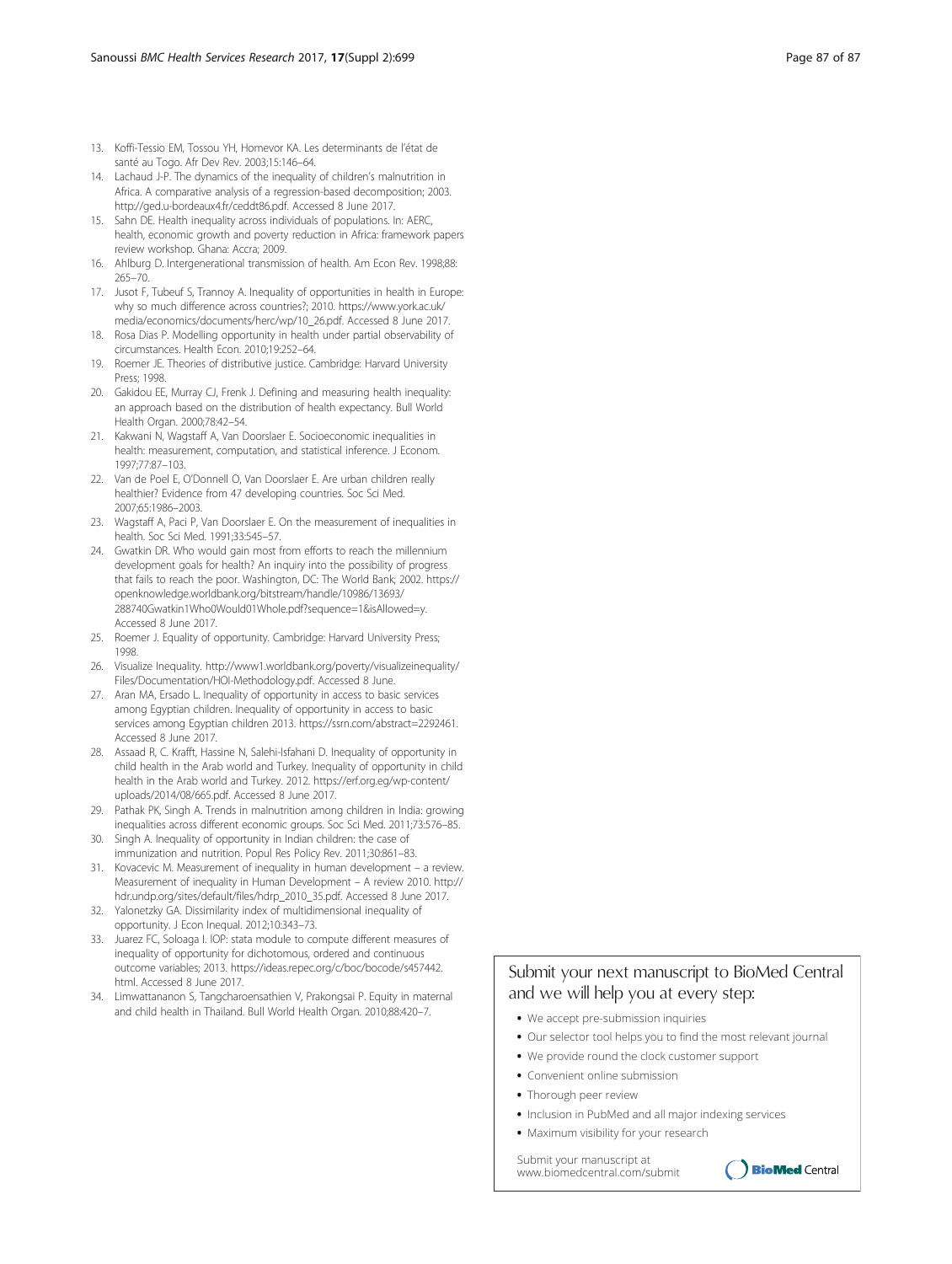13. Koffi-Tessio EM, Tossou YH, Homevor KA. Les determinants de l'état de santé au Togo. Afr Dev Rev. 2003;15:146–64.
14. Lachaud J-P. The dynamics of the inequality of children's malnutrition in Africa. A comparative analysis of a regression-based decomposition; 2003. http://ged.u-bordeaux4.fr/ceddt86.pdf. Accessed 8 June 2017.
15. Sahn DE. Health inequality across individuals of populations. In: AERC, health, economic growth and poverty reduction in Africa: framework papers review workshop. Ghana: Accra; 2009.
16. Ahlburg D. Intergenerational transmission of health. Am Econ Rev. 1998;88: 265–70.
17. Jusot F, Tubeuf S, Trannoy A. Inequality of opportunities in health in Europe: why so much difference across countries?; 2010. https://www.york.ac.uk/media/economics/documents/herc/wp/10_26.pdf. Accessed 8 June 2017.
18. Rosa Dias P. Modelling opportunity in health under partial observability of circumstances. Health Econ. 2010;19:252–64.
19. Roemer JE. Theories of distributive justice. Cambridge: Harvard University Press; 1998.
20. Gakidou EE, Murray CJ, Frenk J. Defining and measuring health inequality: an approach based on the distribution of health expectancy. Bull World Health Organ. 2000;78:42–54.
21. Kakwani N, Wagstaff A, Van Doorslaer E. Socioeconomic inequalities in health: measurement, computation, and statistical inference. J Econom. 1997;77:87–103.
22. Van de Poel E, O'Donnell O, Van Doorslaer E. Are urban children really healthier? Evidence from 47 developing countries. Soc Sci Med. 2007;65:1986–2003.
23. Wagstaff A, Paci P, Van Doorslaer E. On the measurement of inequalities in health. Soc Sci Med. 1991;33:545–57.
24. Gwatkin DR. Who would gain most from efforts to reach the millennium development goals for health? An inquiry into the possibility of progress that fails to reach the poor. Washington, DC: The World Bank; 2002. https://openknowledge.worldbank.org/bitstream/handle/10986/13693/288740Gwatkin1Who0Would01Whole.pdf?sequence=1&isAllowed=y. Accessed 8 June 2017.
25. Roemer J. Equality of opportunity. Cambridge: Harvard University Press; 1998.
26. Visualize Inequality. http://www1.worldbank.org/poverty/visualizeinequality/Files/Documentation/HOI-Methodology.pdf. Accessed 8 June.
27. Aran MA, Ersado L. Inequality of opportunity in access to basic services among Egyptian children. Inequality of opportunity in access to basic services among Egyptian children 2013. https://ssrn.com/abstract=2292461. Accessed 8 June 2017.
28. Assaad R, C. Krafft, Hassine N, Salehi-Isfahani D. Inequality of opportunity in child health in the Arab world and Turkey. Inequality of opportunity in child health in the Arab world and Turkey. 2012. https://erf.org.eg/wp-content/uploads/2014/08/665.pdf. Accessed 8 June 2017.
29. Pathak PK, Singh A. Trends in malnutrition among children in India: growing inequalities across different economic groups. Soc Sci Med. 2011;73:576–85.
30. Singh A. Inequality of opportunity in Indian children: the case of immunization and nutrition. Popul Res Policy Rev. 2011;30:861–83.
31. Kovacevic M. Measurement of inequality in human development – a review. Measurement of inequality in Human Development – A review 2010. http://hdr.undp.org/sites/default/files/hdrp_2010_35.pdf. Accessed 8 June 2017.
32. Yalonetzky GA. Dissimilarity index of multidimensional inequality of opportunity. J Econ Inequal. 2012;10:343–73.
33. Juarez FC, Soloaga I. IOP: stata module to compute different measures of inequality of opportunity for dichotomous, ordered and continuous outcome variables; 2013. https://ideas.repec.org/c/boc/bocode/s457442.html. Accessed 8 June 2017.
34. Limwattananon S, Tangcharoensathien V, Prakongsai P. Equity in maternal and child health in Thailand. Bull World Health Organ. 2010;88:420–7.

Submit your next manuscript to BioMed Central and we will help you at every step:

- We accept pre-submission inquiries
- Our selector tool helps you to find the most relevant journal
- We provide round the clock customer support
- Convenient online submission
- Thorough peer review
- Inclusion in PubMed and all major indexing services
- Maximum visibility for your research

Submit your manuscript at www.biomedcentral.com/submit

BioMed Central